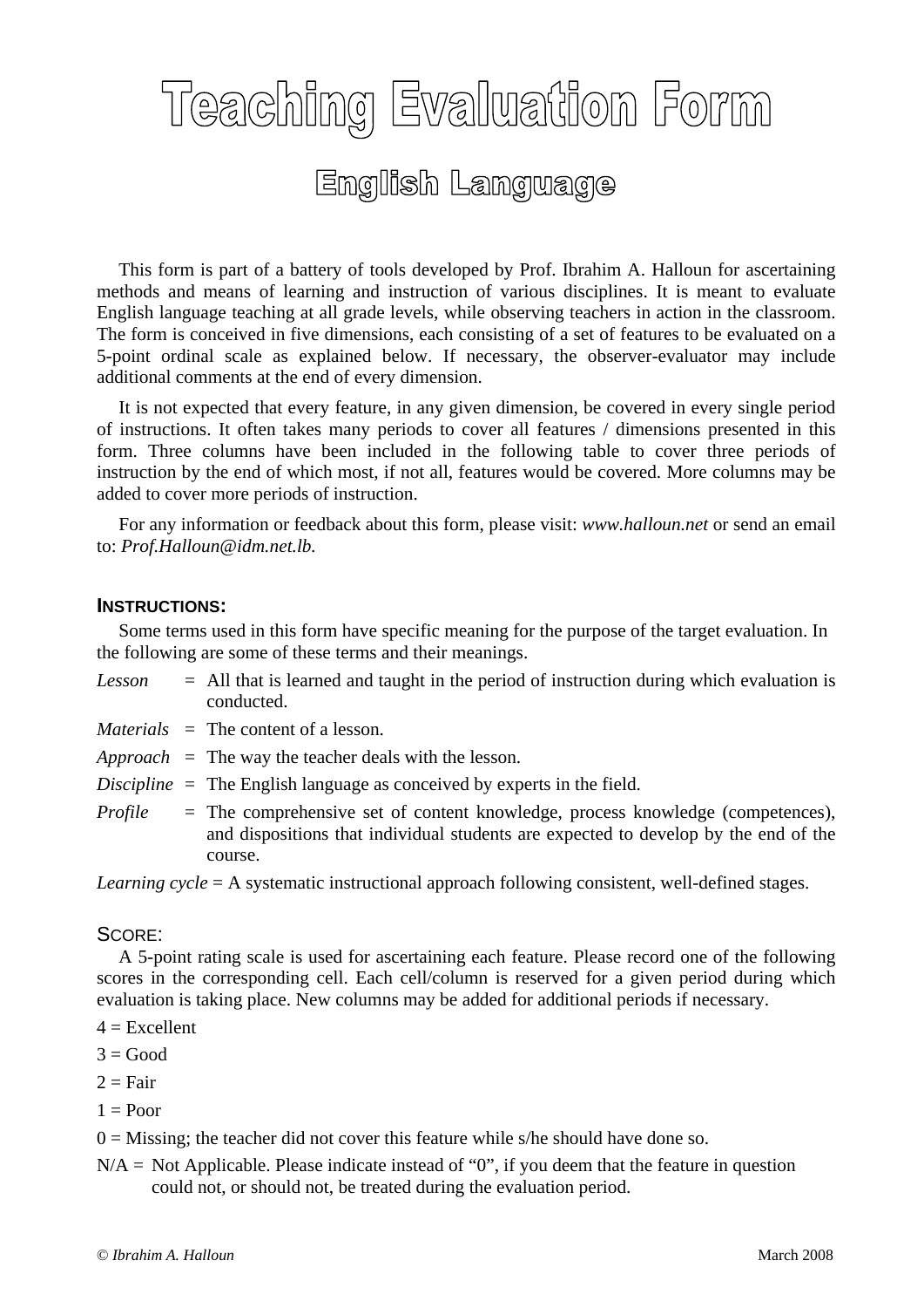# Teaching Evaluation Form

## English Language

This form is part of a battery of tools developed by Prof. Ibrahim A. Halloun for ascertaining methods and means of learning and instruction of various disciplines. It is meant to evaluate English language teaching at all grade levels, while observing teachers in action in the classroom. The form is conceived in five dimensions, each consisting of a set of features to be evaluated on a 5-point ordinal scale as explained below. If necessary, the observer-evaluator may include additional comments at the end of every dimension.

It is not expected that every feature, in any given dimension, be covered in every single period of instructions. It often takes many periods to cover all features / dimensions presented in this form. Three columns have been included in the following table to cover three periods of instruction by the end of which most, if not all, features would be covered. More columns may be added to cover more periods of instruction.

For any information or feedback about this form, please visit: *www.halloun.net* or send an email to: *Prof.Halloun@idm.net.lb.*

### INSTRUCTIONS:

Some terms used in this form have specific meaning for the purpose of the target evaluation. In the following are some of these terms and their meanings.

*Lesson* = All that is learned and taught in the period of instruction during which evaluation is conducted.

*Materials* = The content of a lesson.

*Approach* = The way the teacher deals with the lesson.

*Discipline* = The English language as conceived by experts in the field.

*Profile* = The comprehensive set of content knowledge, process knowledge (competences), and dispositions that individual students are expected to develop by the end of the course.

*Learning cycle* = A systematic instructional approach following consistent, well-defined stages.

### SCORE:

A 5-point rating scale is used for ascertaining each feature. Please record one of the following scores in the corresponding cell. Each cell/column is reserved for a given period during which evaluation is taking place. New columns may be added for additional periods if necessary.

4 = Excellent

3 = Good

2 = Fair

1 = Poor

0 = Missing; the teacher did not cover this feature while s/he should have done so.

N/A = Not Applicable. Please indicate instead of "0", if you deem that the feature in question could not, or should not, be treated during the evaluation period.

© *Ibrahim A. Halloun* March 2008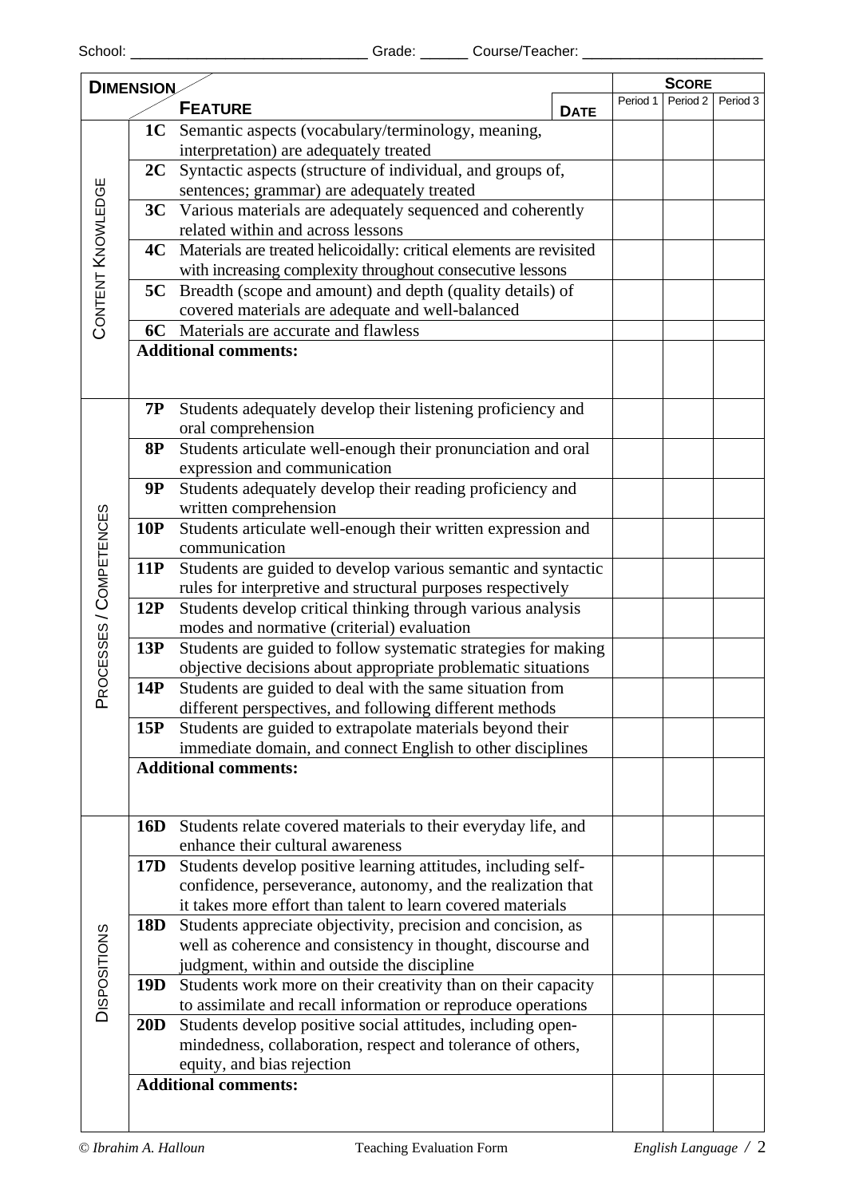School: ____________________________ Grade: ______ Course/Teacher: _____________________

| **DIMENSION** | **FEATURE** | **DATE** | **SCORE** Period 1 | Period 2 | Period 3 |
|---|---|---|---|---|---|
| CONTENT KNOWLEDGE | **1C** Semantic aspects (vocabulary/terminology, meaning, interpretation) are adequately treated | | | | |
| | **2C** Syntactic aspects (structure of individual, and groups of, sentences; grammar) are adequately treated | | | | |
| | **3C** Various materials are adequately sequenced and coherently related within and across lessons | | | | |
| | **4C** Materials are treated helicoidally: critical elements are revisited with increasing complexity throughout consecutive lessons | | | | |
| | **5C** Breadth (scope and amount) and depth (quality details) of covered materials are adequate and well-balanced | | | | |
| | **6C** Materials are accurate and flawless | | | | |
| | **Additional comments:** | | | | |
| PROCESSES / COMPETENCES | **7P** Students adequately develop their listening proficiency and oral comprehension | | | | |
| | **8P** Students articulate well-enough their pronunciation and oral expression and communication | | | | |
| | **9P** Students adequately develop their reading proficiency and written comprehension | | | | |
| | **10P** Students articulate well-enough their written expression and communication | | | | |
| | **11P** Students are guided to develop various semantic and syntactic rules for interpretive and structural purposes respectively | | | | |
| | **12P** Students develop critical thinking through various analysis modes and normative (criterial) evaluation | | | | |
| | **13P** Students are guided to follow systematic strategies for making objective decisions about appropriate problematic situations | | | | |
| | **14P** Students are guided to deal with the same situation from different perspectives, and following different methods | | | | |
| | **15P** Students are guided to extrapolate materials beyond their immediate domain, and connect English to other disciplines | | | | |
| | **Additional comments:** | | | | |
| DISPOSITIONS | **16D** Students relate covered materials to their everyday life, and enhance their cultural awareness | | | | |
| | **17D** Students develop positive learning attitudes, including self-confidence, perseverance, autonomy, and the realization that it takes more effort than talent to learn covered materials | | | | |
| | **18D** Students appreciate objectivity, precision and concision, as well as coherence and consistency in thought, discourse and judgment, within and outside the discipline | | | | |
| | **19D** Students work more on their creativity than on their capacity to assimilate and recall information or reproduce operations | | | | |
| | **20D** Students develop positive social attitudes, including open-mindedness, collaboration, respect and tolerance of others, equity, and bias rejection | | | | |
| | **Additional comments:** | | | | |

*© Ibrahim A. Halloun* Teaching Evaluation Form *English Language*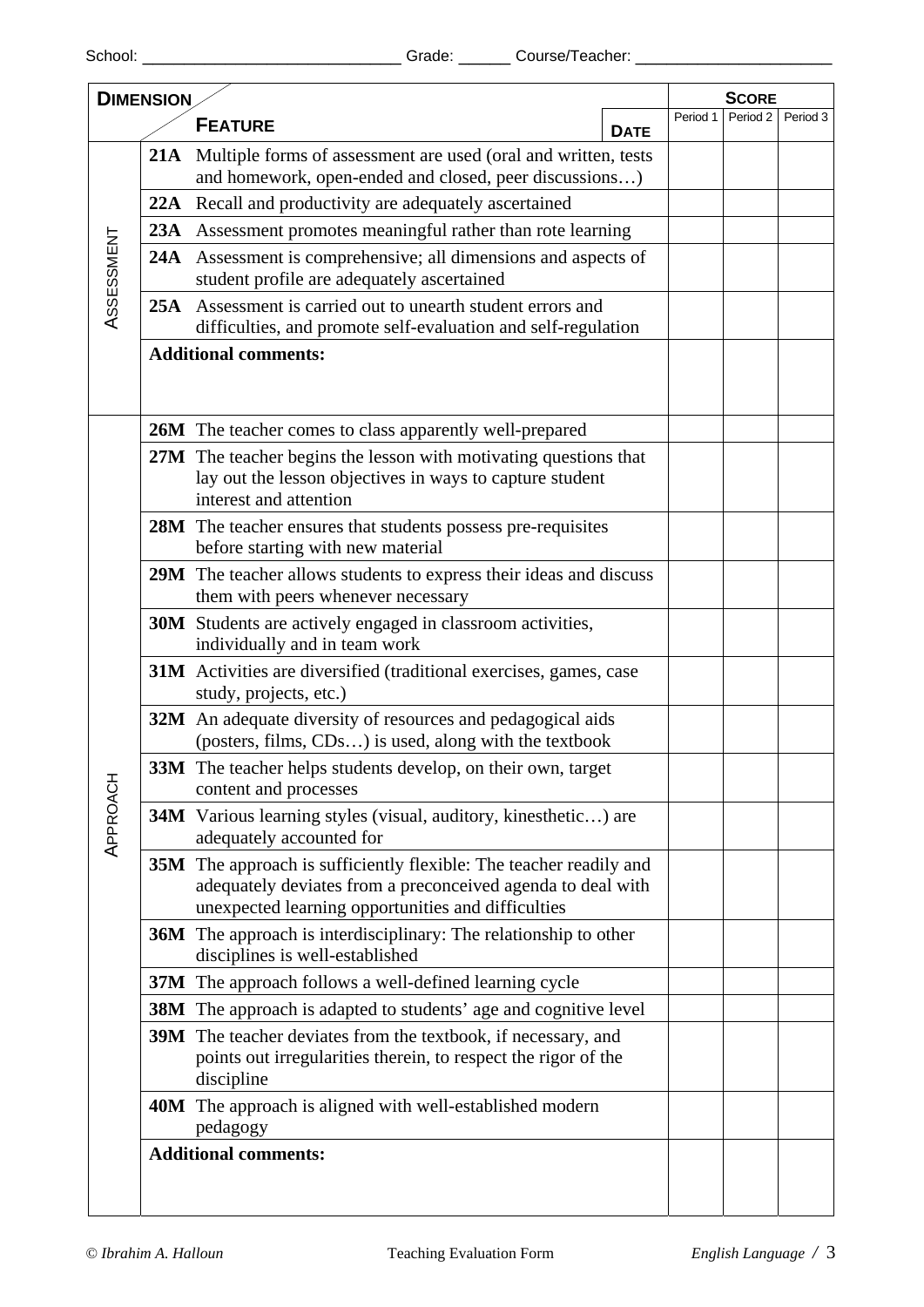School: ____________________________ Grade: ______ Course/Teacher: _____________________

| DIMENSION | FEATURE | DATE | SCORE Period 1 | Period 2 | Period 3 |
|---|---|---|---|---|---|
| ASSESSMENT | **21A** Multiple forms of assessment are used (oral and written, tests and homework, open-ended and closed, peer discussions…) | | | | |
| | **22A** Recall and productivity are adequately ascertained | | | | |
| | **23A** Assessment promotes meaningful rather than rote learning | | | | |
| | **24A** Assessment is comprehensive; all dimensions and aspects of student profile are adequately ascertained | | | | |
| | **25A** Assessment is carried out to unearth student errors and difficulties, and promote self-evaluation and self-regulation | | | | |
| | **Additional comments:** | | | | |
| APPROACH | **26M** The teacher comes to class apparently well-prepared | | | | |
| | **27M** The teacher begins the lesson with motivating questions that lay out the lesson objectives in ways to capture student interest and attention | | | | |
| | **28M** The teacher ensures that students possess pre-requisites before starting with new material | | | | |
| | **29M** The teacher allows students to express their ideas and discuss them with peers whenever necessary | | | | |
| | **30M** Students are actively engaged in classroom activities, individually and in team work | | | | |
| | **31M** Activities are diversified (traditional exercises, games, case study, projects, etc.) | | | | |
| | **32M** An adequate diversity of resources and pedagogical aids (posters, films, CDs…) is used, along with the textbook | | | | |
| | **33M** The teacher helps students develop, on their own, target content and processes | | | | |
| | **34M** Various learning styles (visual, auditory, kinesthetic…) are adequately accounted for | | | | |
| | **35M** The approach is sufficiently flexible: The teacher readily and adequately deviates from a preconceived agenda to deal with unexpected learning opportunities and difficulties | | | | |
| | **36M** The approach is interdisciplinary: The relationship to other disciplines is well-established | | | | |
| | **37M** The approach follows a well-defined learning cycle | | | | |
| | **38M** The approach is adapted to students' age and cognitive level | | | | |
| | **39M** The teacher deviates from the textbook, if necessary, and points out irregularities therein, to respect the rigor of the discipline | | | | |
| | **40M** The approach is aligned with well-established modern pedagogy | | | | |
| | **Additional comments:** | | | | |